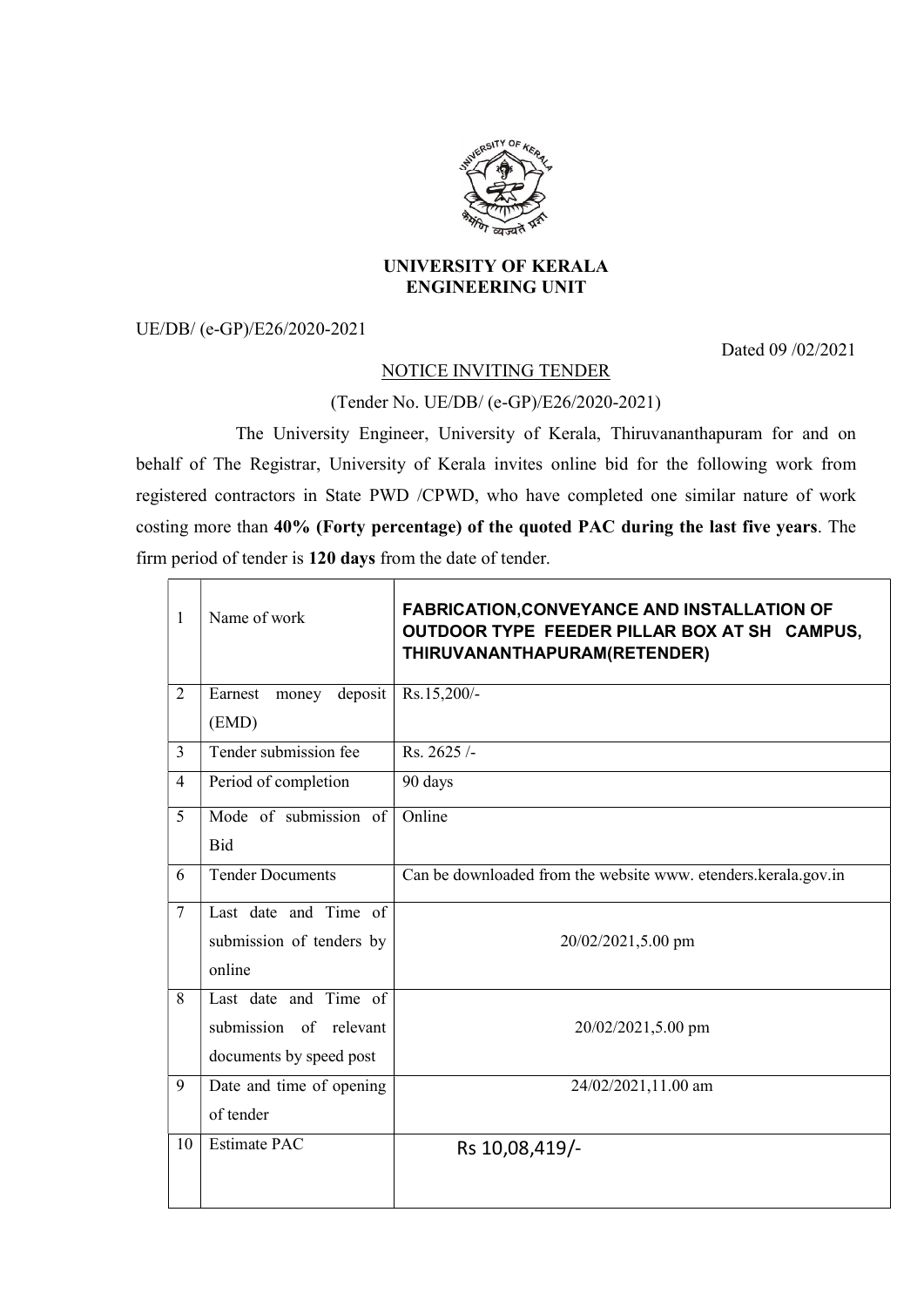**UNIVERSITY OF KERALA**
**ENGINEERING UNIT**

UE/DB/ (e-GP)/E26/2020-2021

Dated 09 /02/2021

NOTICE INVITING TENDER

(Tender No. UE/DB/ (e-GP)/E26/2020-2021)

The University Engineer, University of Kerala, Thiruvananthapuram for and on behalf of The Registrar, University of Kerala invites online bid for the following work from registered contractors in State PWD /CPWD, who have completed one similar nature of work costing more than **40% (Forty percentage) of the quoted PAC during the last five years**. The firm period of tender is **120 days** from the date of tender.

| | | |
|---|---|---|
| 1 | Name of work | **FABRICATION,CONVEYANCE AND INSTALLATION OF OUTDOOR TYPE FEEDER PILLAR BOX AT SH CAMPUS, THIRUVANANTHAPURAM(RETENDER)** |
| 2 | Earnest money deposit (EMD) | Rs.15,200/- |
| 3 | Tender submission fee | Rs. 2625 /- |
| 4 | Period of completion | 90 days |
| 5 | Mode of submission of Bid | Online |
| 6 | Tender Documents | Can be downloaded from the website www. etenders.kerala.gov.in |
| 7 | Last date and Time of submission of tenders by online | 20/02/2021,5.00 pm |
| 8 | Last date and Time of submission of relevant documents by speed post | 20/02/2021,5.00 pm |
| 9 | Date and time of opening of tender | 24/02/2021,11.00 am |
| 10 | Estimate PAC | Rs 10,08,419/- |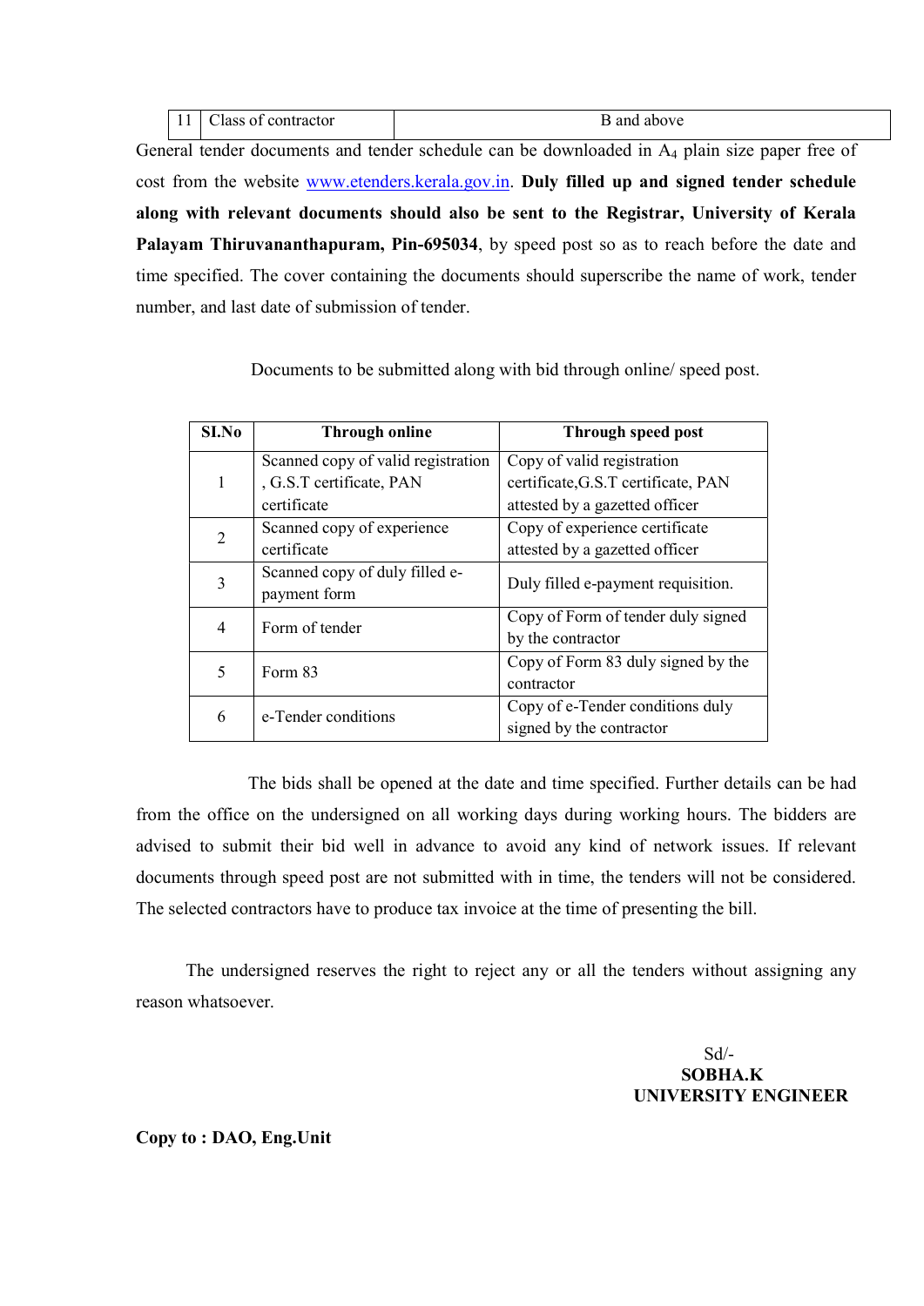| | | |
|---|---|---|
| 11 | Class of contractor | B and above |

General tender documents and tender schedule can be downloaded in $A_4$ plain size paper free of cost from the website www.etenders.kerala.gov.in. **Duly filled up and signed tender schedule along with relevant documents should also be sent to the Registrar, University of Kerala Palayam Thiruvananthapuram, Pin-695034**, by speed post so as to reach before the date and time specified. The cover containing the documents should superscribe the name of work, tender number, and last date of submission of tender.

Documents to be submitted along with bid through online/ speed post.

| SI.No | Through online | Through speed post |
|---|---|---|
| 1 | Scanned copy of valid registration , G.S.T certificate, PAN certificate | Copy of valid registration certificate,G.S.T certificate, PAN attested by a gazetted officer |
| 2 | Scanned copy of experience certificate | Copy of experience certificate attested by a gazetted officer |
| 3 | Scanned copy of duly filled e-payment form | Duly filled e-payment requisition. |
| 4 | Form of tender | Copy of Form of tender duly signed by the contractor |
| 5 | Form 83 | Copy of Form 83 duly signed by the contractor |
| 6 | e-Tender conditions | Copy of e-Tender conditions duly signed by the contractor |

The bids shall be opened at the date and time specified. Further details can be had from the office on the undersigned on all working days during working hours. The bidders are advised to submit their bid well in advance to avoid any kind of network issues. If relevant documents through speed post are not submitted with in time, the tenders will not be considered. The selected contractors have to produce tax invoice at the time of presenting the bill.

The undersigned reserves the right to reject any or all the tenders without assigning any reason whatsoever.

Sd/-
**SOBHA.K**
**UNIVERSITY ENGINEER**

**Copy to : DAO, Eng.Unit**